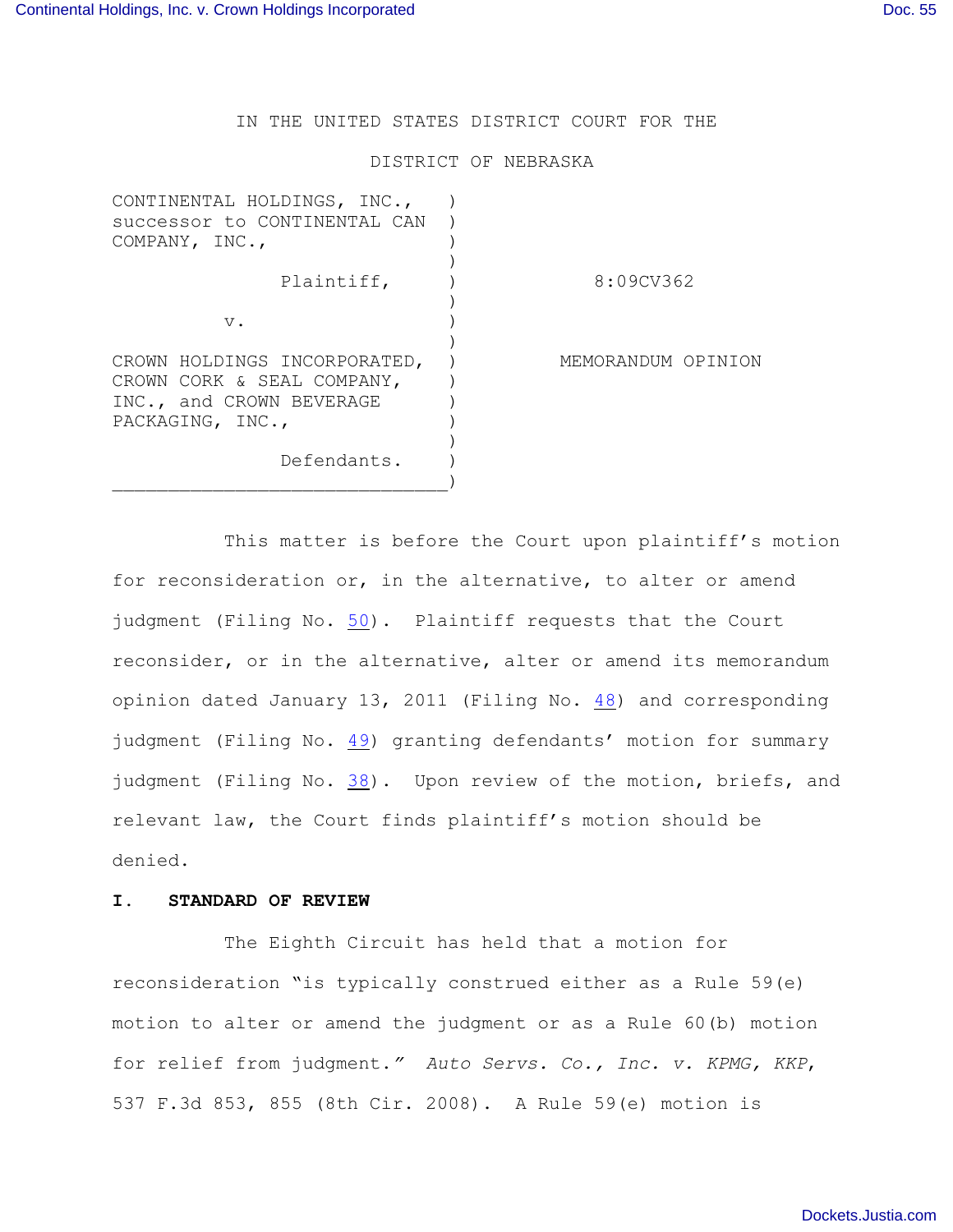IN THE UNITED STATES DISTRICT COURT FOR THE

DISTRICT OF NEBRASKA

| | | |
|---|---|---|
| CONTINENTAL HOLDINGS, INC., successor to CONTINENTAL CAN COMPANY, INC., | ) | |
| Plaintiff, | ) | 8:09CV362 |
| v. | ) | |
| CROWN HOLDINGS INCORPORATED, CROWN CORK & SEAL COMPANY, INC., and CROWN BEVERAGE PACKAGING, INC., | ) | MEMORANDUM OPINION |
| Defendants. | ) | |

This matter is before the Court upon plaintiff's motion for reconsideration or, in the alternative, to alter or amend judgment (Filing No. 50). Plaintiff requests that the Court reconsider, or in the alternative, alter or amend its memorandum opinion dated January 13, 2011 (Filing No. 48) and corresponding judgment (Filing No. 49) granting defendants' motion for summary judgment (Filing No. 38). Upon review of the motion, briefs, and relevant law, the Court finds plaintiff's motion should be denied.

**I. STANDARD OF REVIEW**

The Eighth Circuit has held that a motion for reconsideration "is typically construed either as a Rule 59(e) motion to alter or amend the judgment or as a Rule 60(b) motion for relief from judgment." *Auto Servs. Co., Inc. v. KPMG, KKP*, 537 F.3d 853, 855 (8th Cir. 2008). A Rule 59(e) motion is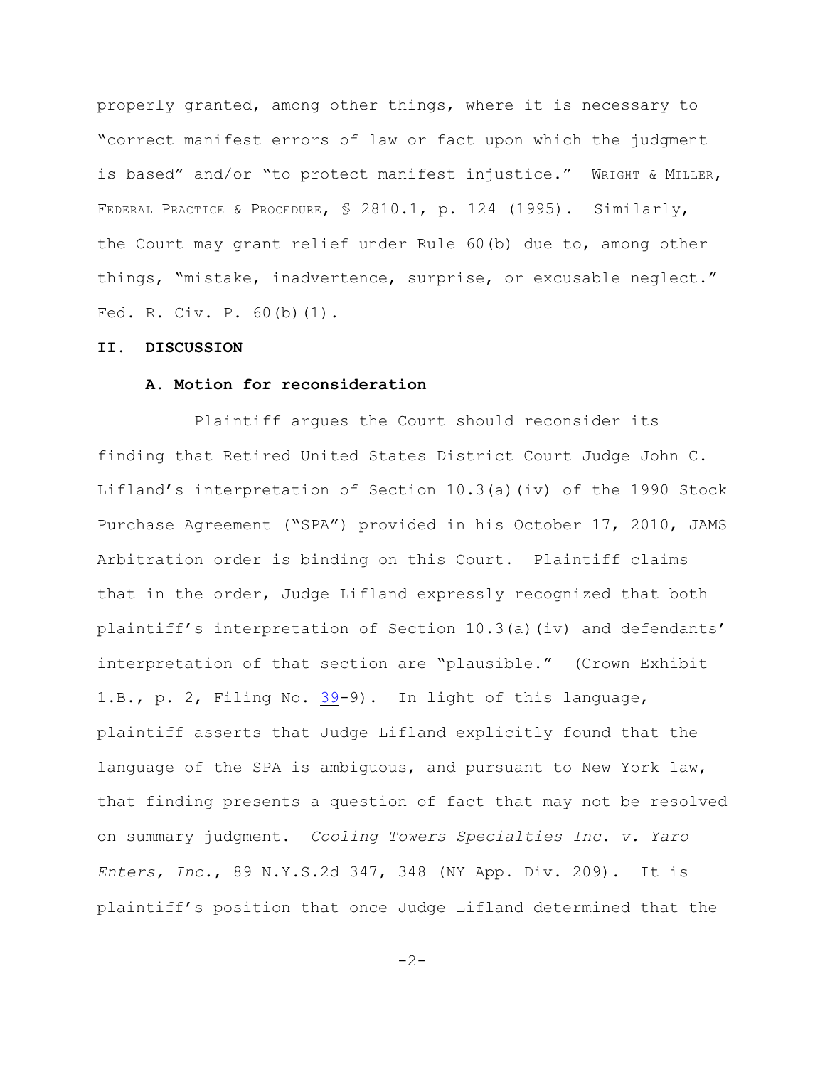properly granted, among other things, where it is necessary to "correct manifest errors of law or fact upon which the judgment is based" and/or "to protect manifest injustice." WRIGHT & MILLER, FEDERAL PRACTICE & PROCEDURE, § 2810.1, p. 124 (1995). Similarly, the Court may grant relief under Rule 60(b) due to, among other things, "mistake, inadvertence, surprise, or excusable neglect." Fed. R. Civ. P. 60(b)(1).

## II. DISCUSSION

### A. Motion for reconsideration

Plaintiff argues the Court should reconsider its finding that Retired United States District Court Judge John C. Lifland's interpretation of Section 10.3(a)(iv) of the 1990 Stock Purchase Agreement ("SPA") provided in his October 17, 2010, JAMS Arbitration order is binding on this Court. Plaintiff claims that in the order, Judge Lifland expressly recognized that both plaintiff's interpretation of Section 10.3(a)(iv) and defendants' interpretation of that section are "plausible." (Crown Exhibit 1.B., p. 2, Filing No. 39-9). In light of this language, plaintiff asserts that Judge Lifland explicitly found that the language of the SPA is ambiguous, and pursuant to New York law, that finding presents a question of fact that may not be resolved on summary judgment. *Cooling Towers Specialties Inc. v. Yaro Enters, Inc.*, 89 N.Y.S.2d 347, 348 (NY App. Div. 209). It is plaintiff's position that once Judge Lifland determined that the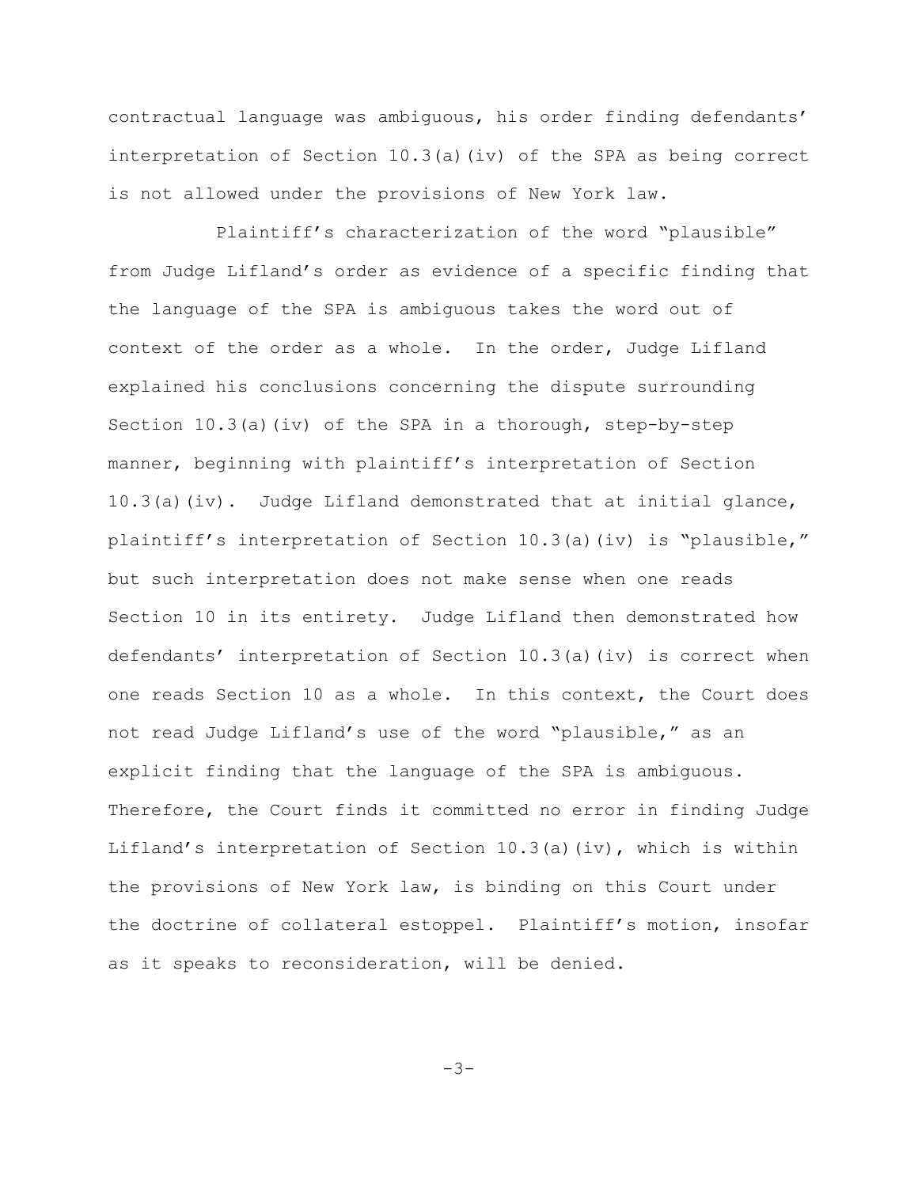contractual language was ambiguous, his order finding defendants' interpretation of Section 10.3(a)(iv) of the SPA as being correct is not allowed under the provisions of New York law.

Plaintiff's characterization of the word "plausible" from Judge Lifland's order as evidence of a specific finding that the language of the SPA is ambiguous takes the word out of context of the order as a whole. In the order, Judge Lifland explained his conclusions concerning the dispute surrounding Section 10.3(a)(iv) of the SPA in a thorough, step-by-step manner, beginning with plaintiff's interpretation of Section 10.3(a)(iv). Judge Lifland demonstrated that at initial glance, plaintiff's interpretation of Section 10.3(a)(iv) is "plausible," but such interpretation does not make sense when one reads Section 10 in its entirety. Judge Lifland then demonstrated how defendants' interpretation of Section 10.3(a)(iv) is correct when one reads Section 10 as a whole. In this context, the Court does not read Judge Lifland's use of the word "plausible," as an explicit finding that the language of the SPA is ambiguous. Therefore, the Court finds it committed no error in finding Judge Lifland's interpretation of Section 10.3(a)(iv), which is within the provisions of New York law, is binding on this Court under the doctrine of collateral estoppel. Plaintiff's motion, insofar as it speaks to reconsideration, will be denied.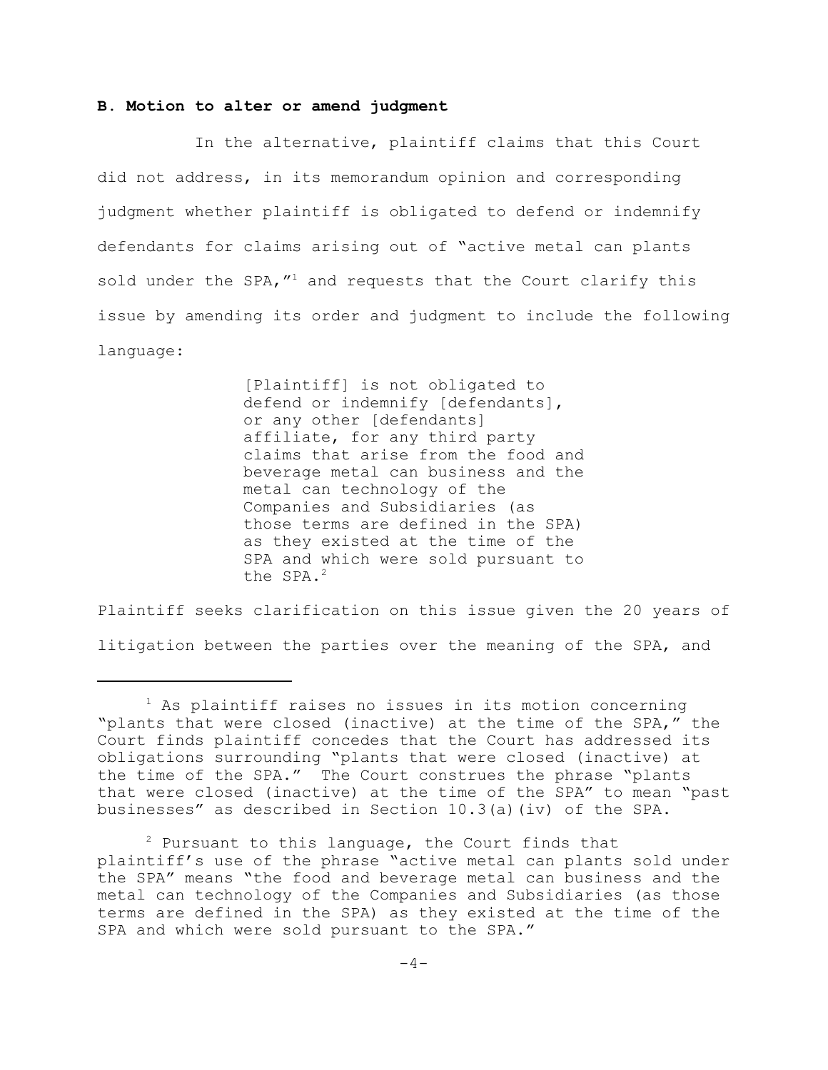**B. Motion to alter or amend judgment**

In the alternative, plaintiff claims that this Court did not address, in its memorandum opinion and corresponding judgment whether plaintiff is obligated to defend or indemnify defendants for claims arising out of "active metal can plants sold under the SPA,"[1] and requests that the Court clarify this issue by amending its order and judgment to include the following language:

> [Plaintiff] is not obligated to defend or indemnify [defendants], or any other [defendants] affiliate, for any third party claims that arise from the food and beverage metal can business and the metal can technology of the Companies and Subsidiaries (as those terms are defined in the SPA) as they existed at the time of the SPA and which were sold pursuant to the SPA.[2]

Plaintiff seeks clarification on this issue given the 20 years of litigation between the parties over the meaning of the SPA, and

---

[1] As plaintiff raises no issues in its motion concerning "plants that were closed (inactive) at the time of the SPA," the Court finds plaintiff concedes that the Court has addressed its obligations surrounding "plants that were closed (inactive) at the time of the SPA." The Court construes the phrase "plants that were closed (inactive) at the time of the SPA" to mean "past businesses" as described in Section 10.3(a)(iv) of the SPA.

[2] Pursuant to this language, the Court finds that plaintiff's use of the phrase "active metal can plants sold under the SPA" means "the food and beverage metal can business and the metal can technology of the Companies and Subsidiaries (as those terms are defined in the SPA) as they existed at the time of the SPA and which were sold pursuant to the SPA."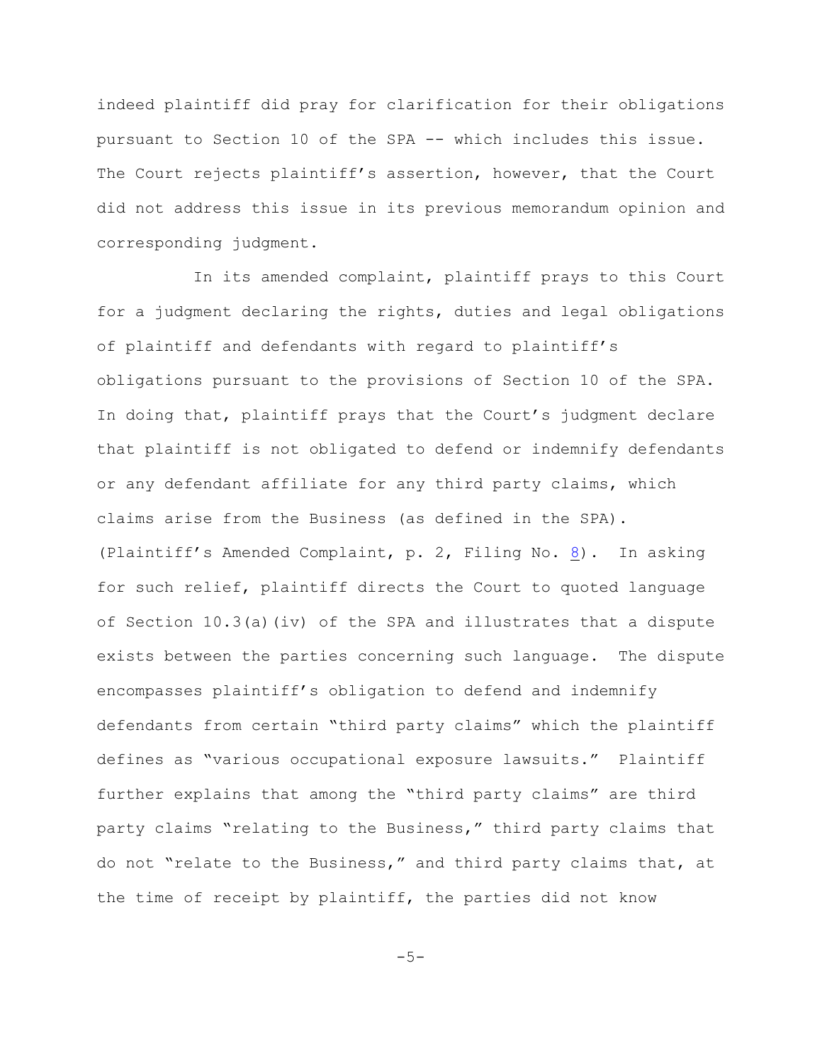indeed plaintiff did pray for clarification for their obligations pursuant to Section 10 of the SPA -- which includes this issue. The Court rejects plaintiff's assertion, however, that the Court did not address this issue in its previous memorandum opinion and corresponding judgment.

In its amended complaint, plaintiff prays to this Court for a judgment declaring the rights, duties and legal obligations of plaintiff and defendants with regard to plaintiff's obligations pursuant to the provisions of Section 10 of the SPA. In doing that, plaintiff prays that the Court's judgment declare that plaintiff is not obligated to defend or indemnify defendants or any defendant affiliate for any third party claims, which claims arise from the Business (as defined in the SPA). (Plaintiff's Amended Complaint, p. 2, Filing No. 8). In asking for such relief, plaintiff directs the Court to quoted language of Section 10.3(a)(iv) of the SPA and illustrates that a dispute exists between the parties concerning such language. The dispute encompasses plaintiff's obligation to defend and indemnify defendants from certain "third party claims" which the plaintiff defines as "various occupational exposure lawsuits." Plaintiff further explains that among the "third party claims" are third party claims "relating to the Business," third party claims that do not "relate to the Business," and third party claims that, at the time of receipt by plaintiff, the parties did not know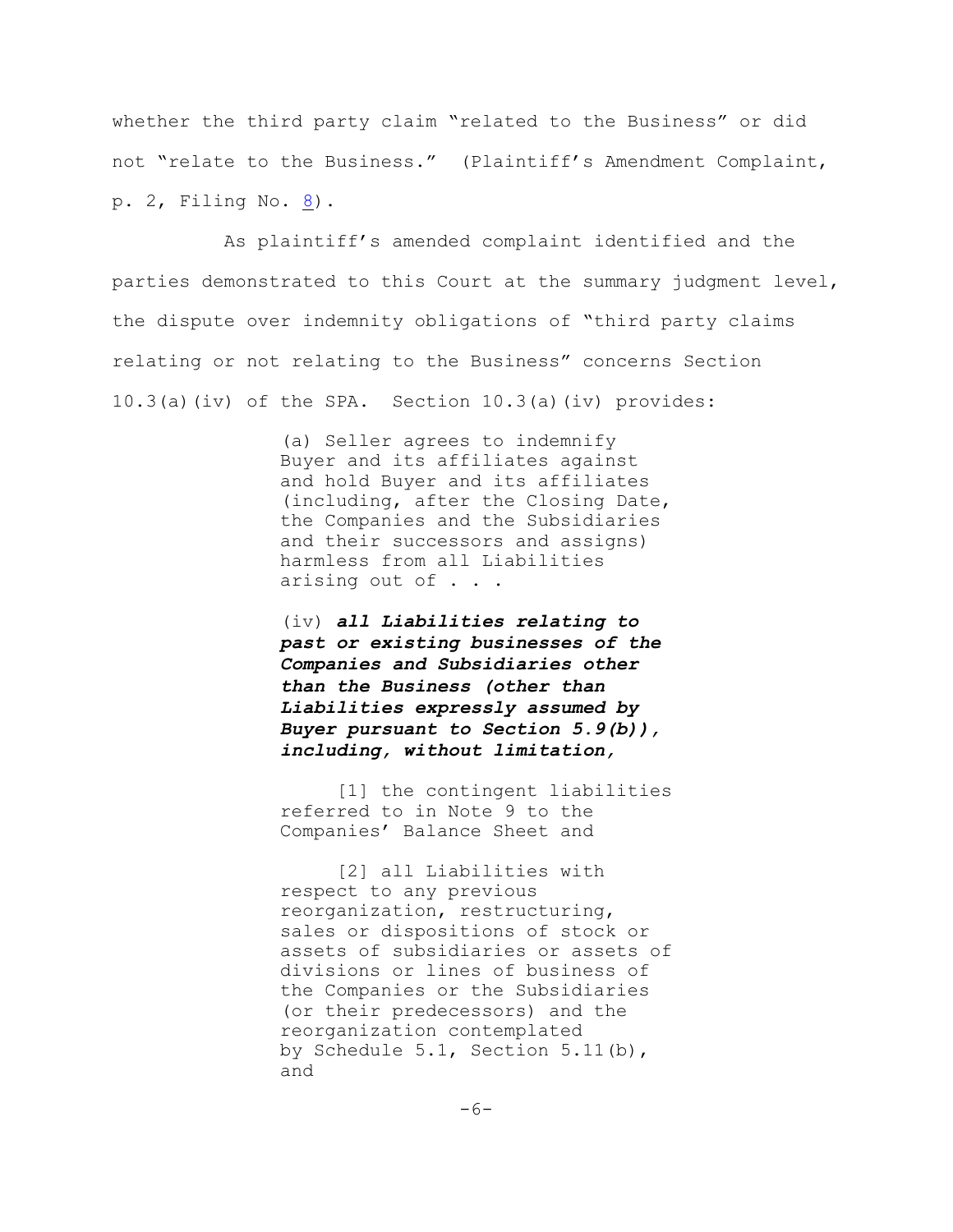whether the third party claim "related to the Business" or did not "relate to the Business." (Plaintiff's Amendment Complaint, p. 2, Filing No. 8).

As plaintiff's amended complaint identified and the parties demonstrated to this Court at the summary judgment level, the dispute over indemnity obligations of "third party claims relating or not relating to the Business" concerns Section 10.3(a)(iv) of the SPA. Section 10.3(a)(iv) provides:

> (a) Seller agrees to indemnify Buyer and its affiliates against and hold Buyer and its affiliates (including, after the Closing Date, the Companies and the Subsidiaries and their successors and assigns) harmless from all Liabilities arising out of . . .
>
> (iv) ***all Liabilities relating to past or existing businesses of the Companies and Subsidiaries other than the Business (other than Liabilities expressly assumed by Buyer pursuant to Section 5.9(b)), including, without limitation,***
>
> [1] the contingent liabilities referred to in Note 9 to the Companies' Balance Sheet and
>
> [2] all Liabilities with respect to any previous reorganization, restructuring, sales or dispositions of stock or assets of subsidiaries or assets of divisions or lines of business of the Companies or the Subsidiaries (or their predecessors) and the reorganization contemplated by Schedule 5.1, Section 5.11(b), and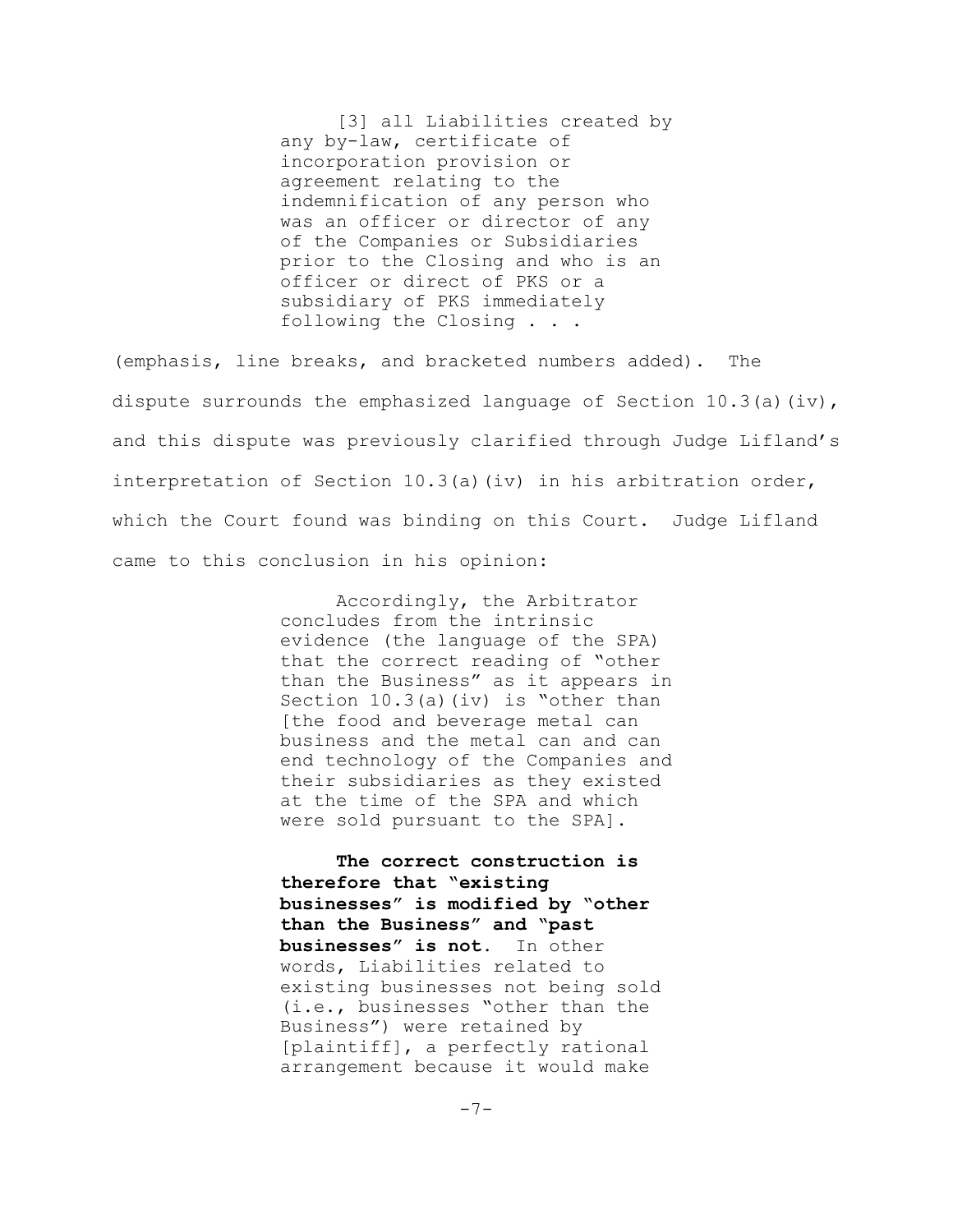> [3] all Liabilities created by any by-law, certificate of incorporation provision or agreement relating to the indemnification of any person who was an officer or director of any of the Companies or Subsidiaries prior to the Closing and who is an officer or direct of PKS or a subsidiary of PKS immediately following the Closing . . .

(emphasis, line breaks, and bracketed numbers added). The dispute surrounds the emphasized language of Section 10.3(a)(iv), and this dispute was previously clarified through Judge Lifland's interpretation of Section 10.3(a)(iv) in his arbitration order, which the Court found was binding on this Court. Judge Lifland came to this conclusion in his opinion:

> Accordingly, the Arbitrator concludes from the intrinsic evidence (the language of the SPA) that the correct reading of "other than the Business" as it appears in Section 10.3(a)(iv) is "other than [the food and beverage metal can business and the metal can and can end technology of the Companies and their subsidiaries as they existed at the time of the SPA and which were sold pursuant to the SPA].
>
> **The correct construction is therefore that "existing businesses" is modified by "other than the Business" and "past businesses" is not.** In other words, Liabilities related to existing businesses not being sold (i.e., businesses "other than the Business") were retained by [plaintiff], a perfectly rational arrangement because it would make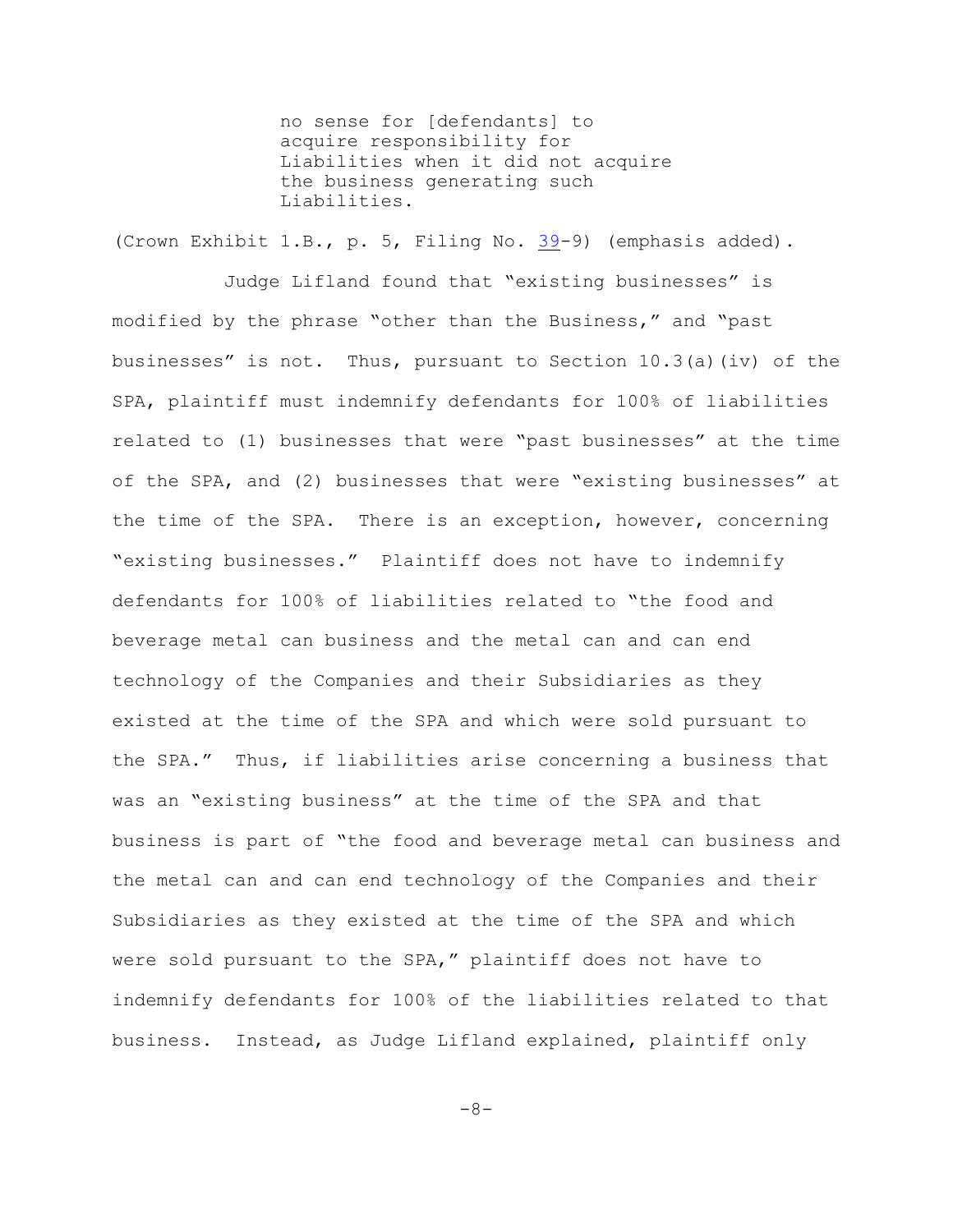> no sense for [defendants] to acquire responsibility for Liabilities when it did not acquire the business generating such Liabilities.

(Crown Exhibit 1.B., p. 5, Filing No. 39-9) (emphasis added).

Judge Lifland found that "existing businesses" is modified by the phrase "other than the Business," and "past businesses" is not. Thus, pursuant to Section 10.3(a)(iv) of the SPA, plaintiff must indemnify defendants for 100% of liabilities related to (1) businesses that were "past businesses" at the time of the SPA, and (2) businesses that were "existing businesses" at the time of the SPA. There is an exception, however, concerning "existing businesses." Plaintiff does not have to indemnify defendants for 100% of liabilities related to "the food and beverage metal can business and the metal can and can end technology of the Companies and their Subsidiaries as they existed at the time of the SPA and which were sold pursuant to the SPA." Thus, if liabilities arise concerning a business that was an "existing business" at the time of the SPA and that business is part of "the food and beverage metal can business and the metal can and can end technology of the Companies and their Subsidiaries as they existed at the time of the SPA and which were sold pursuant to the SPA," plaintiff does not have to indemnify defendants for 100% of the liabilities related to that business. Instead, as Judge Lifland explained, plaintiff only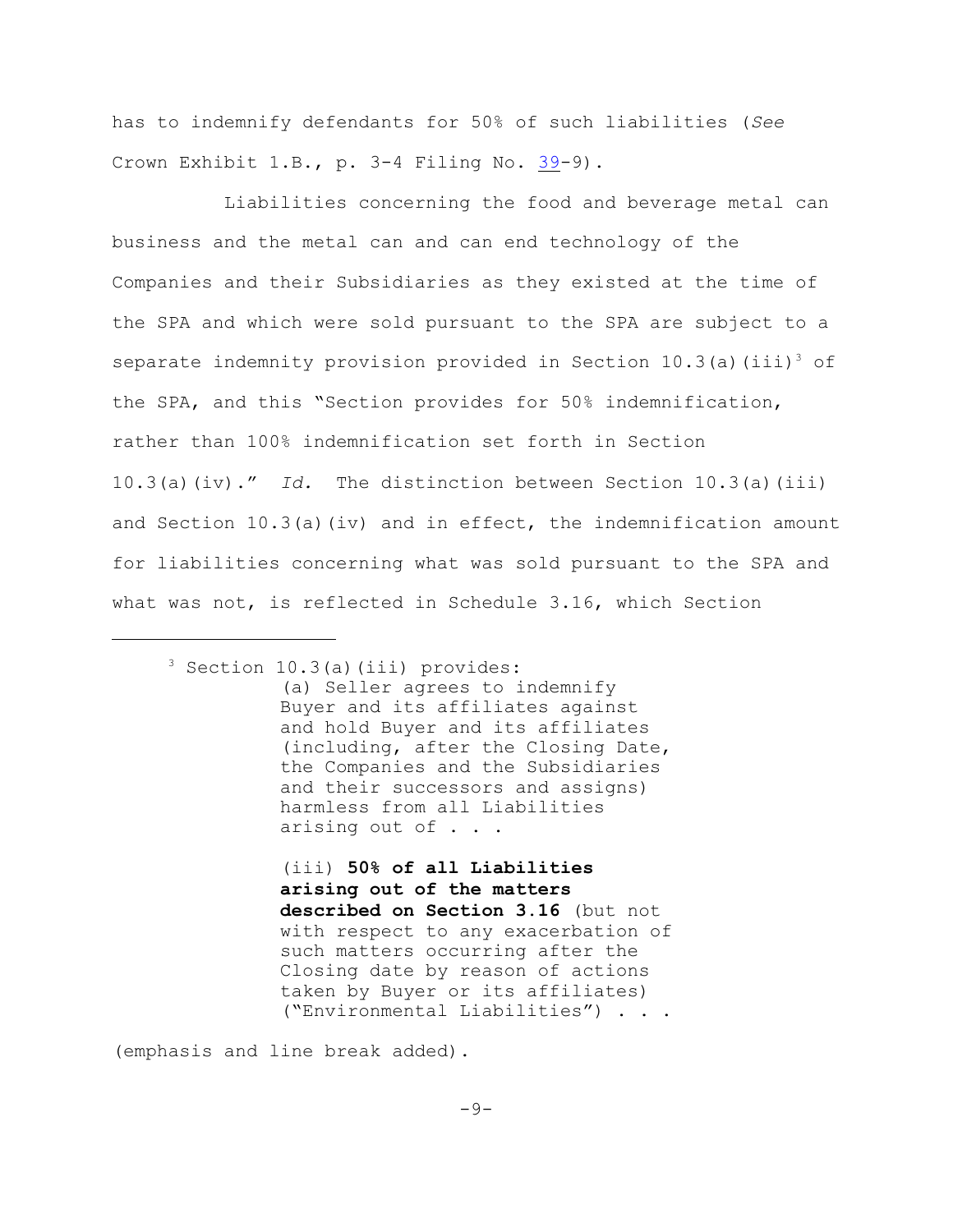has to indemnify defendants for 50% of such liabilities (*See* Crown Exhibit 1.B., p. 3-4 Filing No. 39-9).

Liabilities concerning the food and beverage metal can business and the metal can and can end technology of the Companies and their Subsidiaries as they existed at the time of the SPA and which were sold pursuant to the SPA are subject to a separate indemnity provision provided in Section 10.3(a)(iii)[3] of the SPA, and this "Section provides for 50% indemnification, rather than 100% indemnification set forth in Section 10.3(a)(iv)." *Id.* The distinction between Section 10.3(a)(iii) and Section 10.3(a)(iv) and in effect, the indemnification amount for liabilities concerning what was sold pursuant to the SPA and what was not, is reflected in Schedule 3.16, which Section

---

[3] Section 10.3(a)(iii) provides:

> (a) Seller agrees to indemnify Buyer and its affiliates against and hold Buyer and its affiliates (including, after the Closing Date, the Companies and the Subsidiaries and their successors and assigns) harmless from all Liabilities arising out of . . .
>
> (iii) **50% of all Liabilities arising out of the matters described on Section 3.16** (but not with respect to any exacerbation of such matters occurring after the Closing date by reason of actions taken by Buyer or its affiliates) ("Environmental Liabilities") . . .

(emphasis and line break added).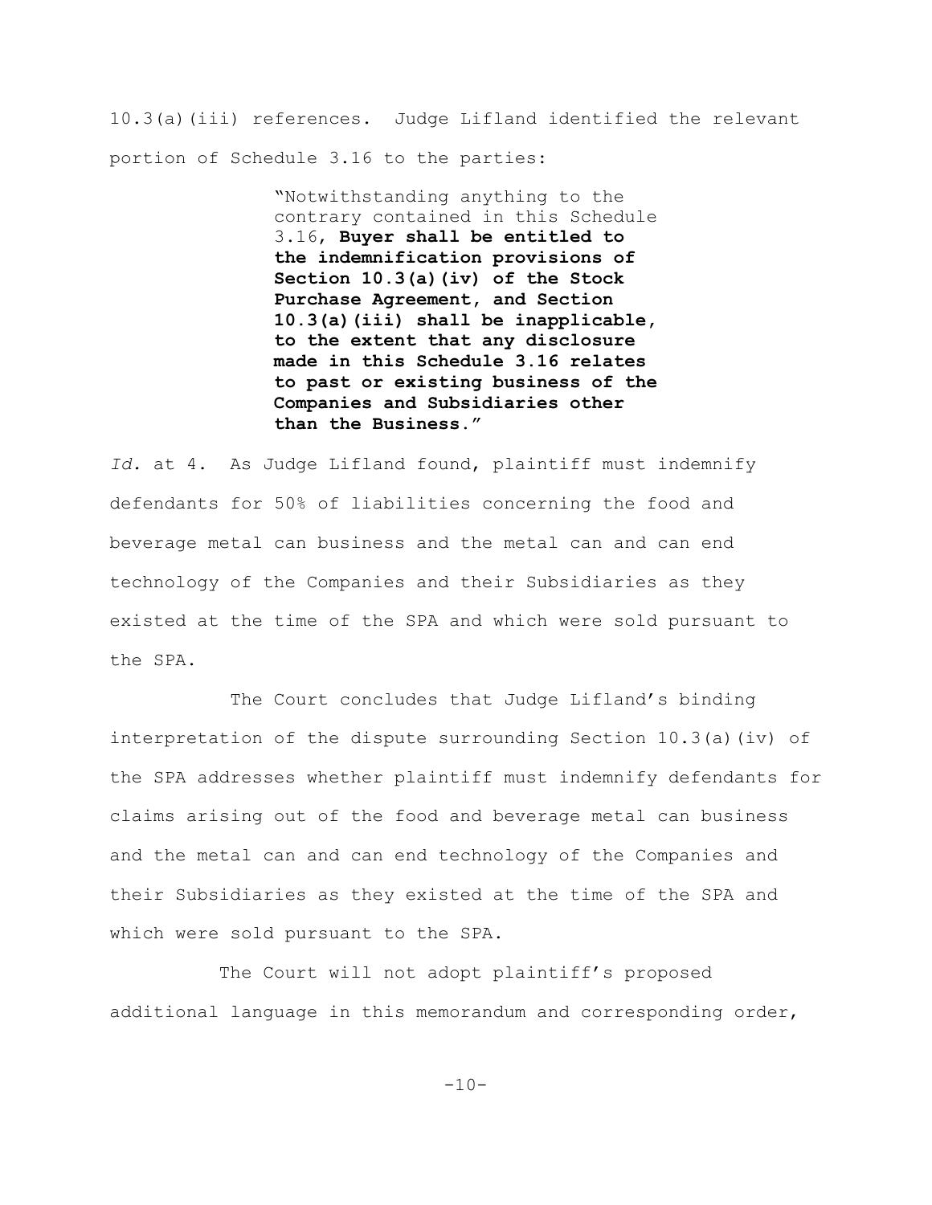10.3(a)(iii) references. Judge Lifland identified the relevant portion of Schedule 3.16 to the parties:

> "Notwithstanding anything to the contrary contained in this Schedule 3.16, **Buyer shall be entitled to the indemnification provisions of Section 10.3(a)(iv) of the Stock Purchase Agreement, and Section 10.3(a)(iii) shall be inapplicable, to the extent that any disclosure made in this Schedule 3.16 relates to past or existing business of the Companies and Subsidiaries other than the Business.**"

*Id.* at 4. As Judge Lifland found, plaintiff must indemnify defendants for 50% of liabilities concerning the food and beverage metal can business and the metal can and can end technology of the Companies and their Subsidiaries as they existed at the time of the SPA and which were sold pursuant to the SPA.

The Court concludes that Judge Lifland's binding interpretation of the dispute surrounding Section 10.3(a)(iv) of the SPA addresses whether plaintiff must indemnify defendants for claims arising out of the food and beverage metal can business and the metal can and can end technology of the Companies and their Subsidiaries as they existed at the time of the SPA and which were sold pursuant to the SPA.

The Court will not adopt plaintiff's proposed additional language in this memorandum and corresponding order,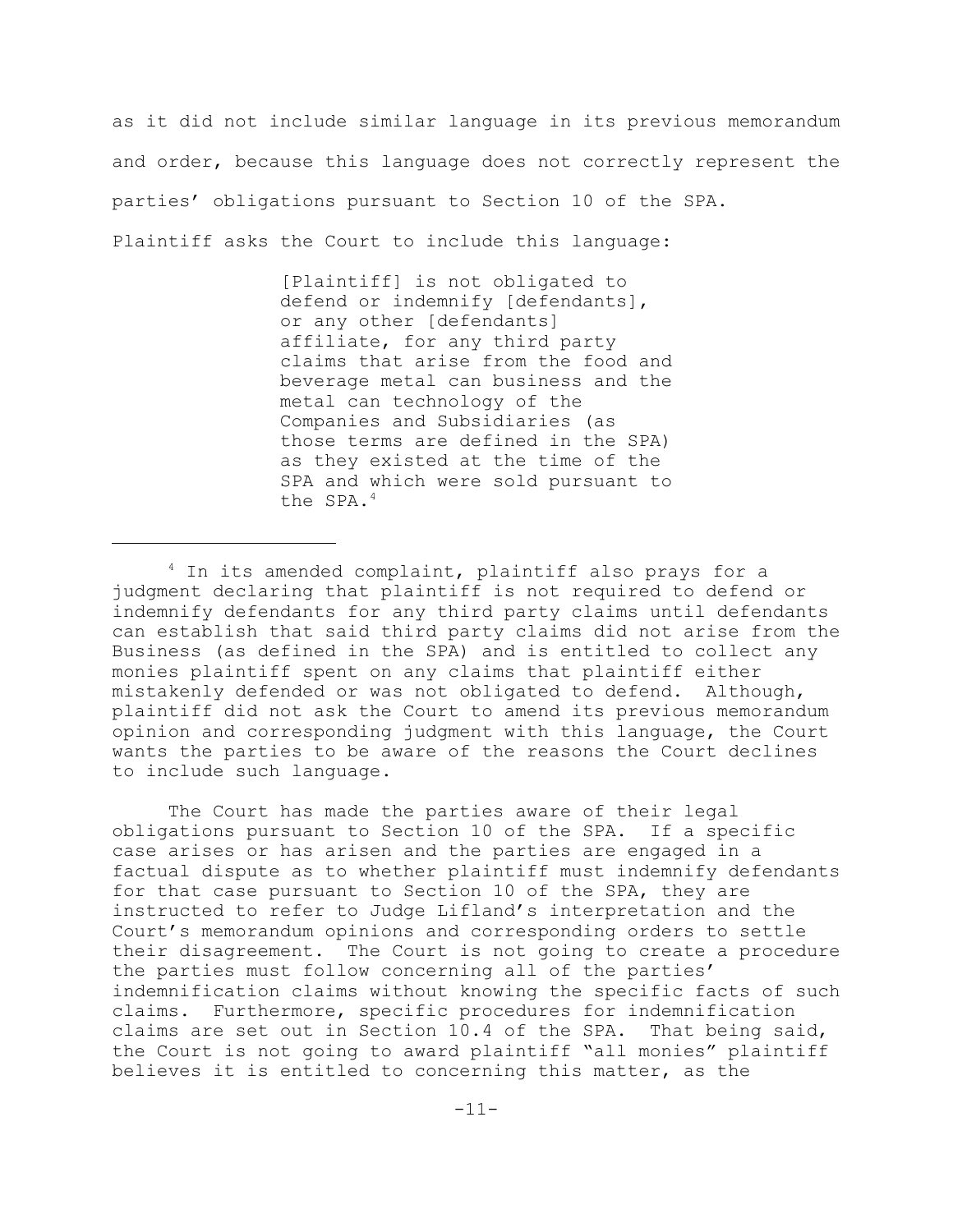as it did not include similar language in its previous memorandum and order, because this language does not correctly represent the parties' obligations pursuant to Section 10 of the SPA. Plaintiff asks the Court to include this language:

> [Plaintiff] is not obligated to defend or indemnify [defendants], or any other [defendants] affiliate, for any third party claims that arise from the food and beverage metal can business and the metal can technology of the Companies and Subsidiaries (as those terms are defined in the SPA) as they existed at the time of the SPA and which were sold pursuant to the SPA.[4]

---

[4] In its amended complaint, plaintiff also prays for a judgment declaring that plaintiff is not required to defend or indemnify defendants for any third party claims until defendants can establish that said third party claims did not arise from the Business (as defined in the SPA) and is entitled to collect any monies plaintiff spent on any claims that plaintiff either mistakenly defended or was not obligated to defend. Although, plaintiff did not ask the Court to amend its previous memorandum opinion and corresponding judgment with this language, the Court wants the parties to be aware of the reasons the Court declines to include such language.

The Court has made the parties aware of their legal obligations pursuant to Section 10 of the SPA. If a specific case arises or has arisen and the parties are engaged in a factual dispute as to whether plaintiff must indemnify defendants for that case pursuant to Section 10 of the SPA, they are instructed to refer to Judge Lifland's interpretation and the Court's memorandum opinions and corresponding orders to settle their disagreement. The Court is not going to create a procedure the parties must follow concerning all of the parties' indemnification claims without knowing the specific facts of such claims. Furthermore, specific procedures for indemnification claims are set out in Section 10.4 of the SPA. That being said, the Court is not going to award plaintiff "all monies" plaintiff believes it is entitled to concerning this matter, as the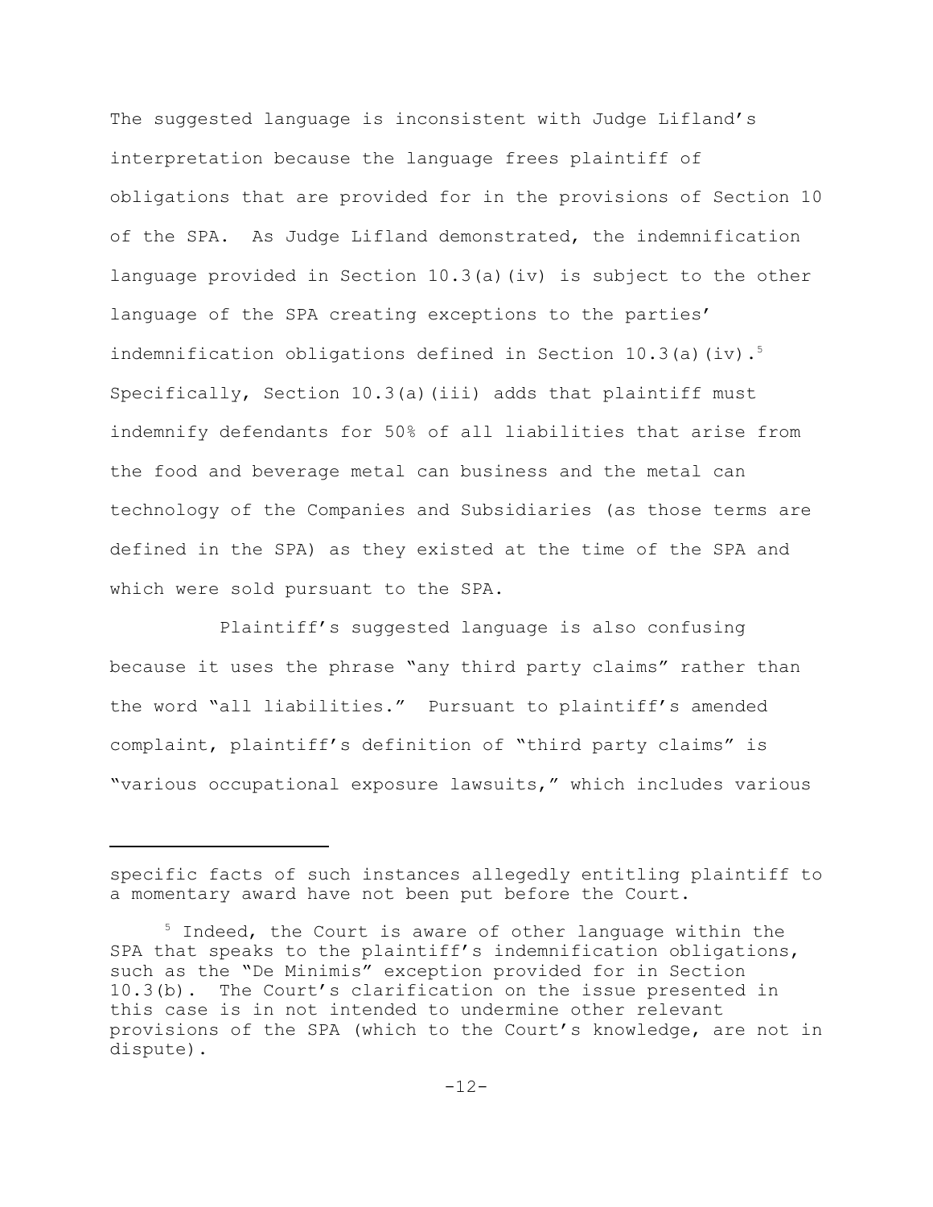The suggested language is inconsistent with Judge Lifland's interpretation because the language frees plaintiff of obligations that are provided for in the provisions of Section 10 of the SPA. As Judge Lifland demonstrated, the indemnification language provided in Section 10.3(a)(iv) is subject to the other language of the SPA creating exceptions to the parties' indemnification obligations defined in Section 10.3(a)(iv).[5] Specifically, Section 10.3(a)(iii) adds that plaintiff must indemnify defendants for 50% of all liabilities that arise from the food and beverage metal can business and the metal can technology of the Companies and Subsidiaries (as those terms are defined in the SPA) as they existed at the time of the SPA and which were sold pursuant to the SPA.

Plaintiff's suggested language is also confusing because it uses the phrase "any third party claims" rather than the word "all liabilities." Pursuant to plaintiff's amended complaint, plaintiff's definition of "third party claims" is "various occupational exposure lawsuits," which includes various

---

specific facts of such instances allegedly entitling plaintiff to a momentary award have not been put before the Court.

[5] Indeed, the Court is aware of other language within the SPA that speaks to the plaintiff's indemnification obligations, such as the "De Minimis" exception provided for in Section 10.3(b). The Court's clarification on the issue presented in this case is in not intended to undermine other relevant provisions of the SPA (which to the Court's knowledge, are not in dispute).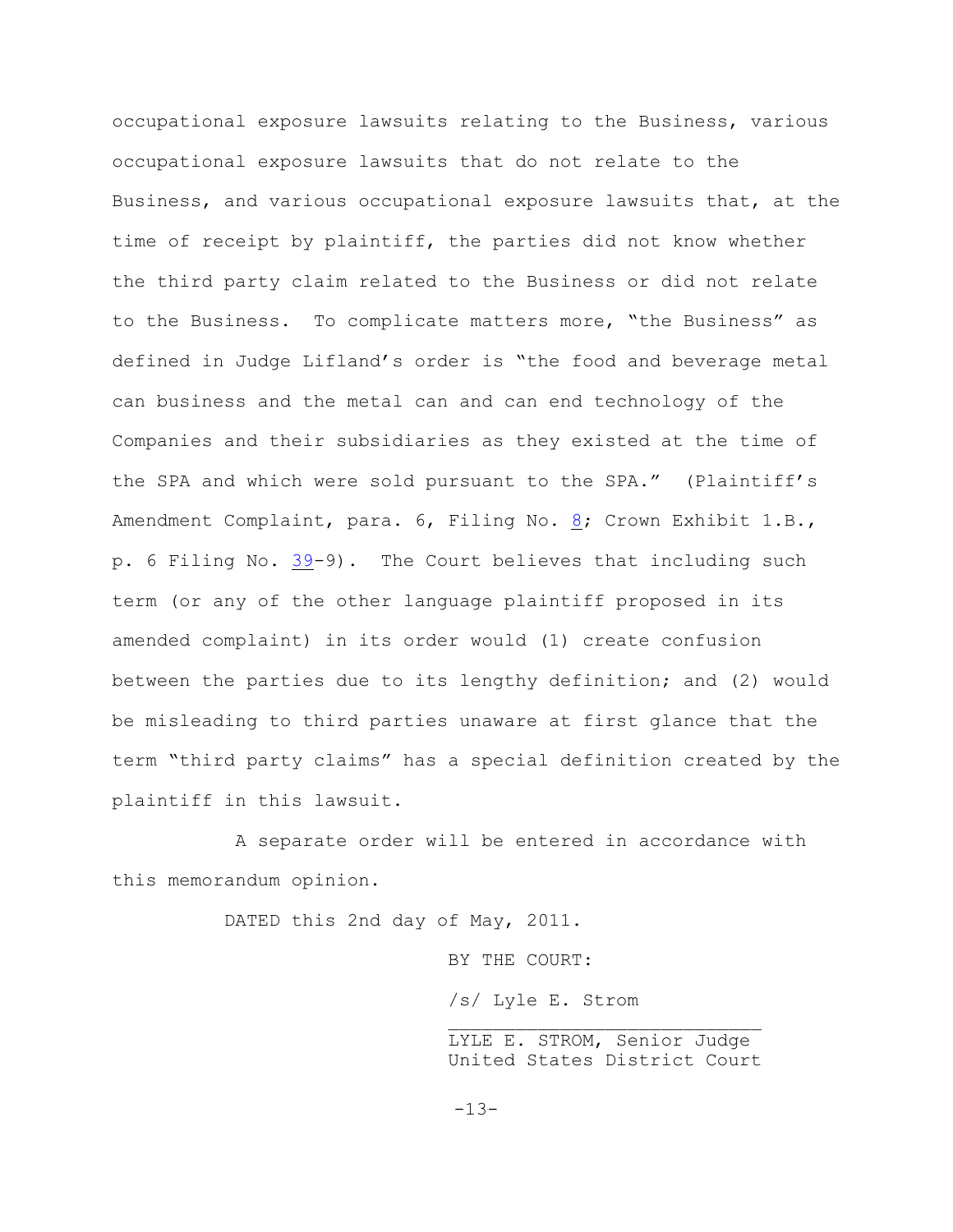occupational exposure lawsuits relating to the Business, various occupational exposure lawsuits that do not relate to the Business, and various occupational exposure lawsuits that, at the time of receipt by plaintiff, the parties did not know whether the third party claim related to the Business or did not relate to the Business. To complicate matters more, "the Business" as defined in Judge Lifland's order is "the food and beverage metal can business and the metal can and can end technology of the Companies and their subsidiaries as they existed at the time of the SPA and which were sold pursuant to the SPA." (Plaintiff's Amendment Complaint, para. 6, Filing No. 8; Crown Exhibit 1.B., p. 6 Filing No. 39-9). The Court believes that including such term (or any of the other language plaintiff proposed in its amended complaint) in its order would (1) create confusion between the parties due to its lengthy definition; and (2) would be misleading to third parties unaware at first glance that the term "third party claims" has a special definition created by the plaintiff in this lawsuit.

A separate order will be entered in accordance with this memorandum opinion.

DATED this 2nd day of May, 2011.

BY THE COURT:

/s/ Lyle E. Strom

LYLE E. STROM, Senior Judge
United States District Court